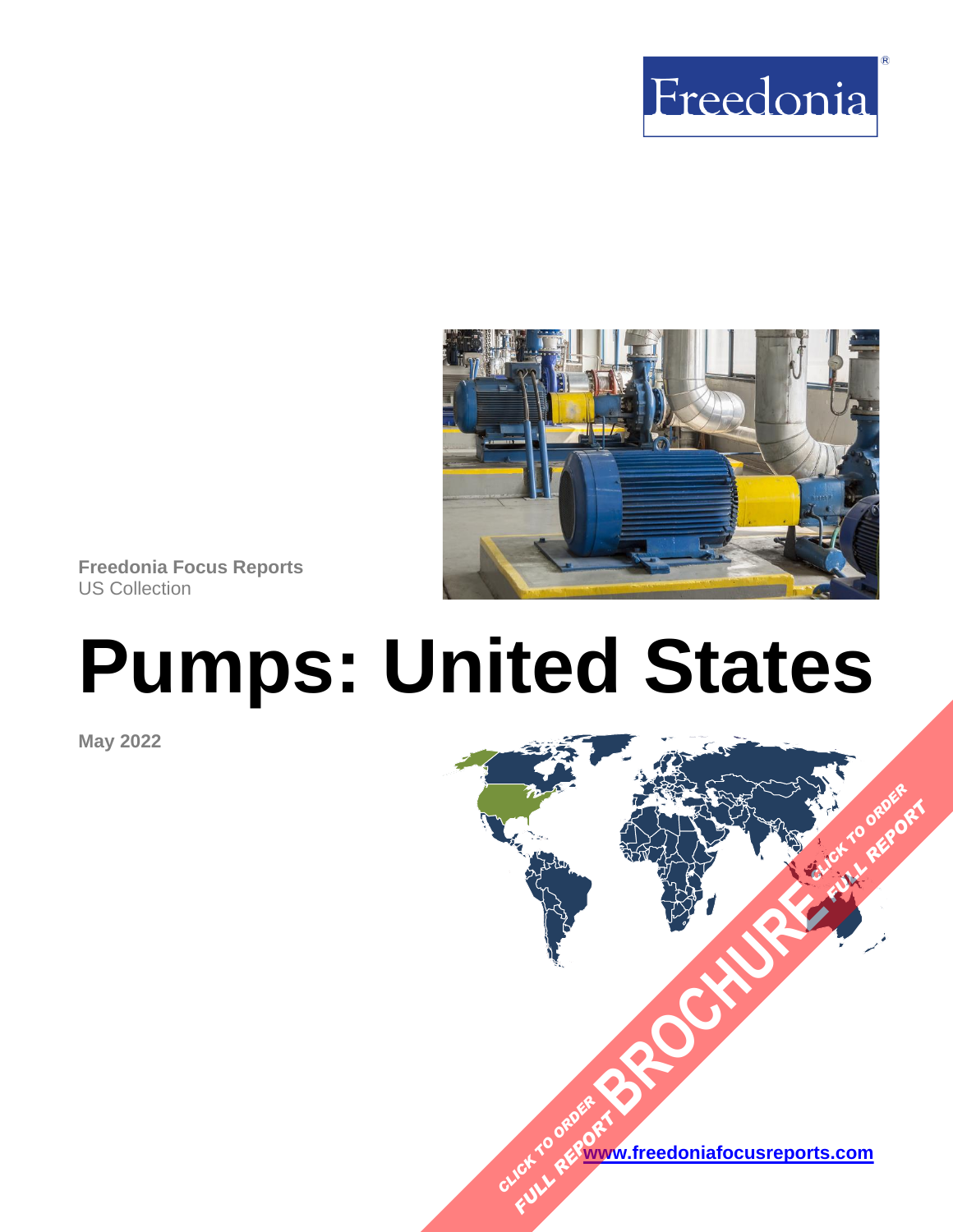Freedonia®

Freedonia Focus Reports
US Collection

# Pumps: United States

**May 2022**

CLICK TO ORDER FULL REPORT BROCHURE CLICK TO ORDER FULL REPORT

[www.freedoniafocusreports.com](http://www.freedoniafocusreports.com)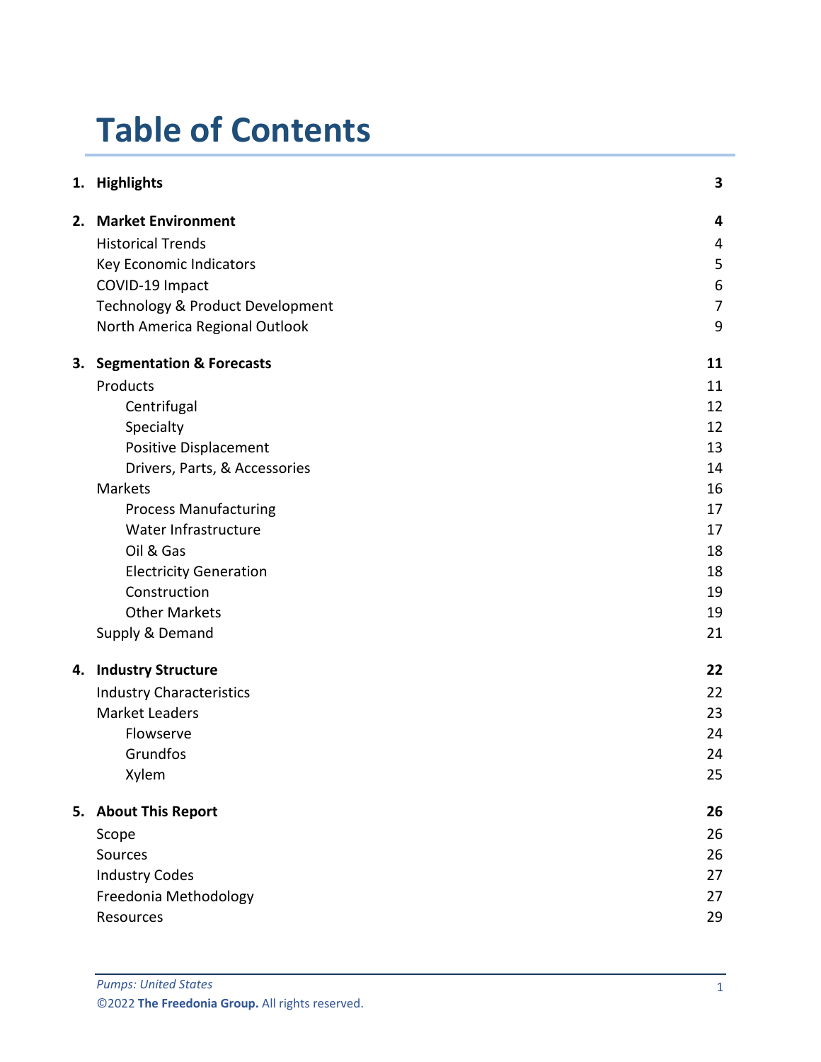# Table of Contents

| | | |
|---|---|---|
| **1.** | **Highlights** | **3** |
| **2.** | **Market Environment** | **4** |
| | Historical Trends | 4 |
| | Key Economic Indicators | 5 |
| | COVID-19 Impact | 6 |
| | Technology & Product Development | 7 |
| | North America Regional Outlook | 9 |
| **3.** | **Segmentation & Forecasts** | **11** |
| | Products | 11 |
| | Centrifugal | 12 |
| | Specialty | 12 |
| | Positive Displacement | 13 |
| | Drivers, Parts, & Accessories | 14 |
| | Markets | 16 |
| | Process Manufacturing | 17 |
| | Water Infrastructure | 17 |
| | Oil & Gas | 18 |
| | Electricity Generation | 18 |
| | Construction | 19 |
| | Other Markets | 19 |
| | Supply & Demand | 21 |
| **4.** | **Industry Structure** | **22** |
| | Industry Characteristics | 22 |
| | Market Leaders | 23 |
| | Flowserve | 24 |
| | Grundfos | 24 |
| | Xylem | 25 |
| **5.** | **About This Report** | **26** |
| | Scope | 26 |
| | Sources | 26 |
| | Industry Codes | 27 |
| | Freedonia Methodology | 27 |
| | Resources | 29 |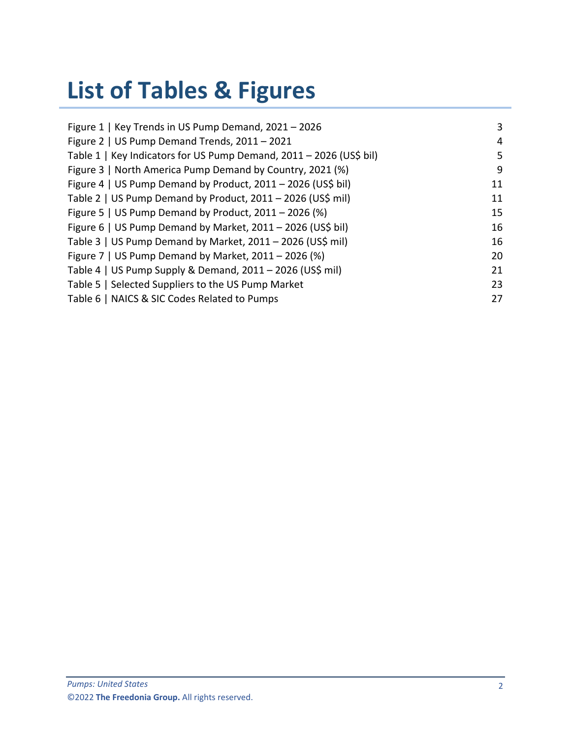# List of Tables & Figures

| | |
|---|---|
| Figure 1 \| Key Trends in US Pump Demand, 2021 – 2026 | 3 |
| Figure 2 \| US Pump Demand Trends, 2011 – 2021 | 4 |
| Table 1 \| Key Indicators for US Pump Demand, 2011 – 2026 (US$ bil) | 5 |
| Figure 3 \| North America Pump Demand by Country, 2021 (%) | 9 |
| Figure 4 \| US Pump Demand by Product, 2011 – 2026 (US$ bil) | 11 |
| Table 2 \| US Pump Demand by Product, 2011 – 2026 (US$ mil) | 11 |
| Figure 5 \| US Pump Demand by Product, 2011 – 2026 (%) | 15 |
| Figure 6 \| US Pump Demand by Market, 2011 – 2026 (US$ bil) | 16 |
| Table 3 \| US Pump Demand by Market, 2011 – 2026 (US$ mil) | 16 |
| Figure 7 \| US Pump Demand by Market, 2011 – 2026 (%) | 20 |
| Table 4 \| US Pump Supply & Demand, 2011 – 2026 (US$ mil) | 21 |
| Table 5 \| Selected Suppliers to the US Pump Market | 23 |
| Table 6 \| NAICS & SIC Codes Related to Pumps | 27 |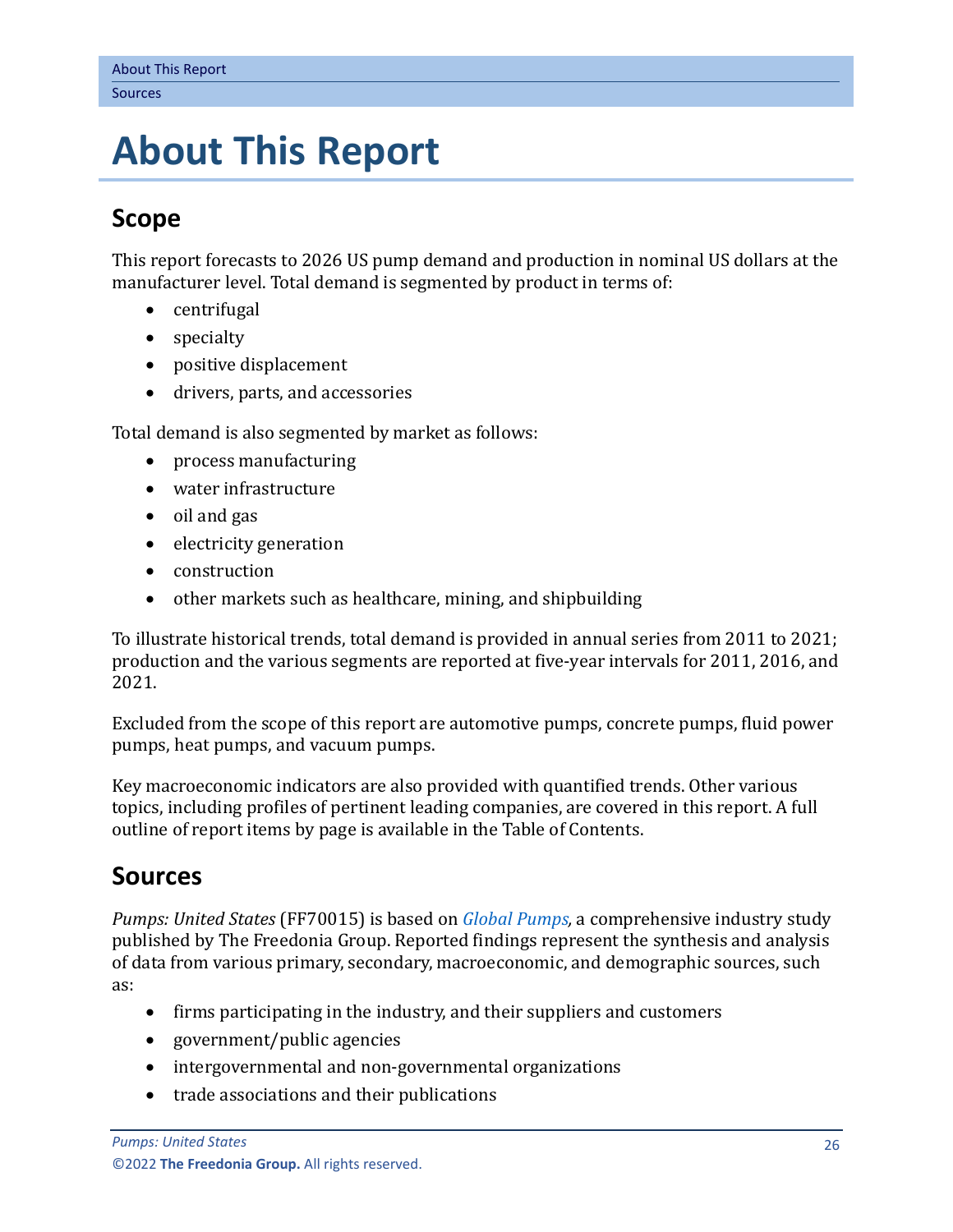# About This Report

## Scope

This report forecasts to 2026 US pump demand and production in nominal US dollars at the manufacturer level. Total demand is segmented by product in terms of:

- centrifugal
- specialty
- positive displacement
- drivers, parts, and accessories

Total demand is also segmented by market as follows:

- process manufacturing
- water infrastructure
- oil and gas
- electricity generation
- construction
- other markets such as healthcare, mining, and shipbuilding

To illustrate historical trends, total demand is provided in annual series from 2011 to 2021; production and the various segments are reported at five-year intervals for 2011, 2016, and 2021.

Excluded from the scope of this report are automotive pumps, concrete pumps, fluid power pumps, heat pumps, and vacuum pumps.

Key macroeconomic indicators are also provided with quantified trends. Other various topics, including profiles of pertinent leading companies, are covered in this report. A full outline of report items by page is available in the Table of Contents.

## Sources

*Pumps: United States* (FF70015) is based on *Global Pumps,* a comprehensive industry study published by The Freedonia Group. Reported findings represent the synthesis and analysis of data from various primary, secondary, macroeconomic, and demographic sources, such as:

- firms participating in the industry, and their suppliers and customers
- government/public agencies
- intergovernmental and non-governmental organizations
- trade associations and their publications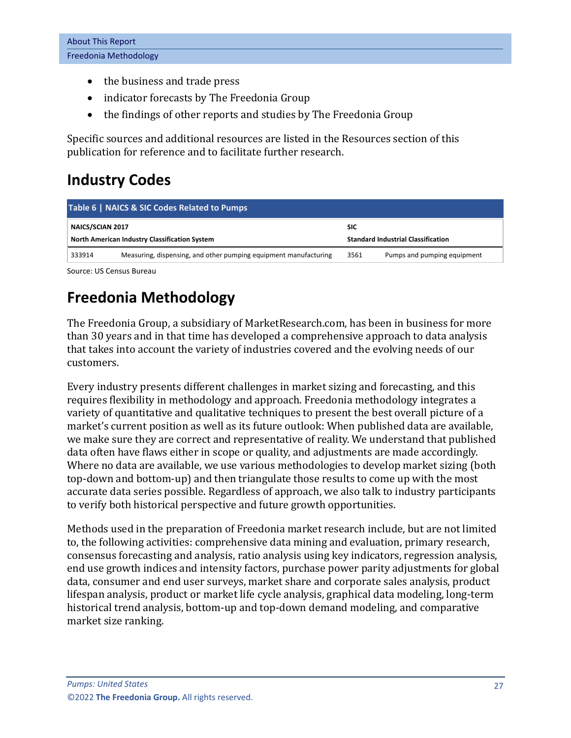- the business and trade press
- indicator forecasts by The Freedonia Group
- the findings of other reports and studies by The Freedonia Group

Specific sources and additional resources are listed in the Resources section of this publication for reference and to facilitate further research.

## Industry Codes

**Table 6 | NAICS & SIC Codes Related to Pumps**

| NAICS/SCIAN 2017 North American Industry Classification System | | SIC Standard Industrial Classification | |
|---|---|---|---|
| 333914 | Measuring, dispensing, and other pumping equipment manufacturing | 3561 | Pumps and pumping equipment |

Source: US Census Bureau

## Freedonia Methodology

The Freedonia Group, a subsidiary of MarketResearch.com, has been in business for more than 30 years and in that time has developed a comprehensive approach to data analysis that takes into account the variety of industries covered and the evolving needs of our customers.

Every industry presents different challenges in market sizing and forecasting, and this requires flexibility in methodology and approach. Freedonia methodology integrates a variety of quantitative and qualitative techniques to present the best overall picture of a market's current position as well as its future outlook: When published data are available, we make sure they are correct and representative of reality. We understand that published data often have flaws either in scope or quality, and adjustments are made accordingly. Where no data are available, we use various methodologies to develop market sizing (both top-down and bottom-up) and then triangulate those results to come up with the most accurate data series possible. Regardless of approach, we also talk to industry participants to verify both historical perspective and future growth opportunities.

Methods used in the preparation of Freedonia market research include, but are not limited to, the following activities: comprehensive data mining and evaluation, primary research, consensus forecasting and analysis, ratio analysis using key indicators, regression analysis, end use growth indices and intensity factors, purchase power parity adjustments for global data, consumer and end user surveys, market share and corporate sales analysis, product lifespan analysis, product or market life cycle analysis, graphical data modeling, long-term historical trend analysis, bottom-up and top-down demand modeling, and comparative market size ranking.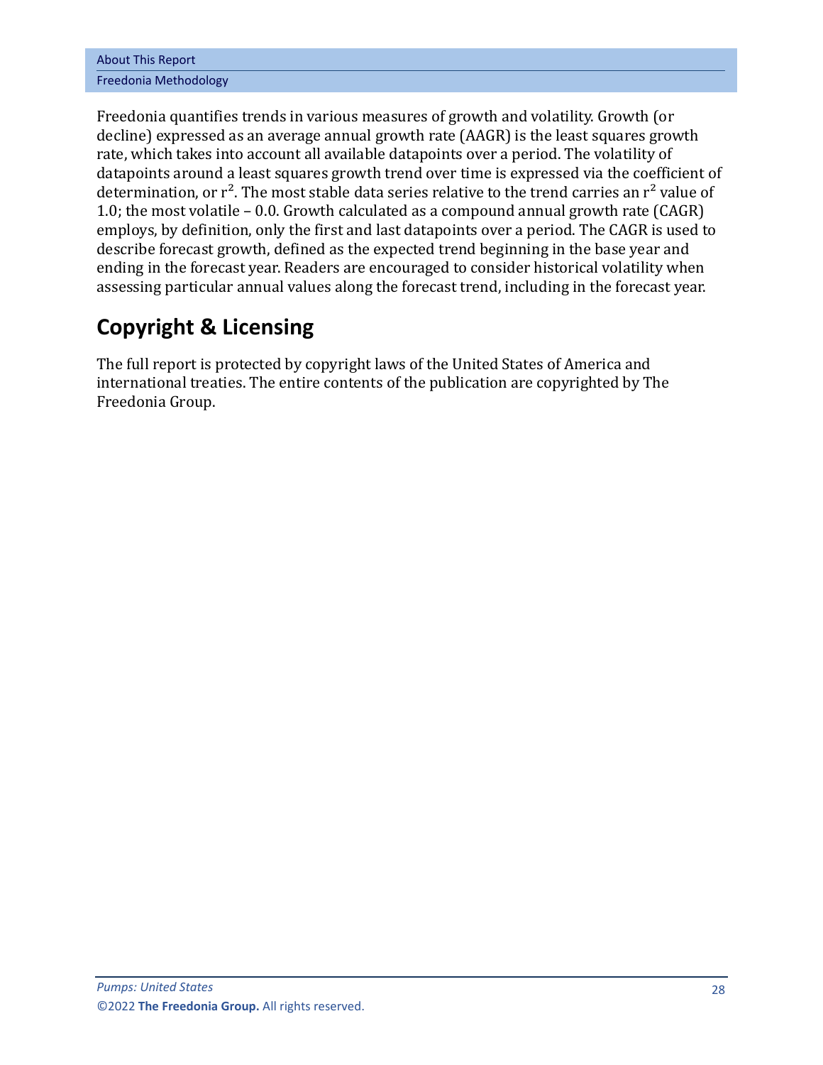Freedonia quantifies trends in various measures of growth and volatility. Growth (or decline) expressed as an average annual growth rate (AAGR) is the least squares growth rate, which takes into account all available datapoints over a period. The volatility of datapoints around a least squares growth trend over time is expressed via the coefficient of determination, or $r^2$. The most stable data series relative to the trend carries an $r^2$ value of 1.0; the most volatile – 0.0. Growth calculated as a compound annual growth rate (CAGR) employs, by definition, only the first and last datapoints over a period. The CAGR is used to describe forecast growth, defined as the expected trend beginning in the base year and ending in the forecast year. Readers are encouraged to consider historical volatility when assessing particular annual values along the forecast trend, including in the forecast year.

## Copyright & Licensing

The full report is protected by copyright laws of the United States of America and international treaties. The entire contents of the publication are copyrighted by The Freedonia Group.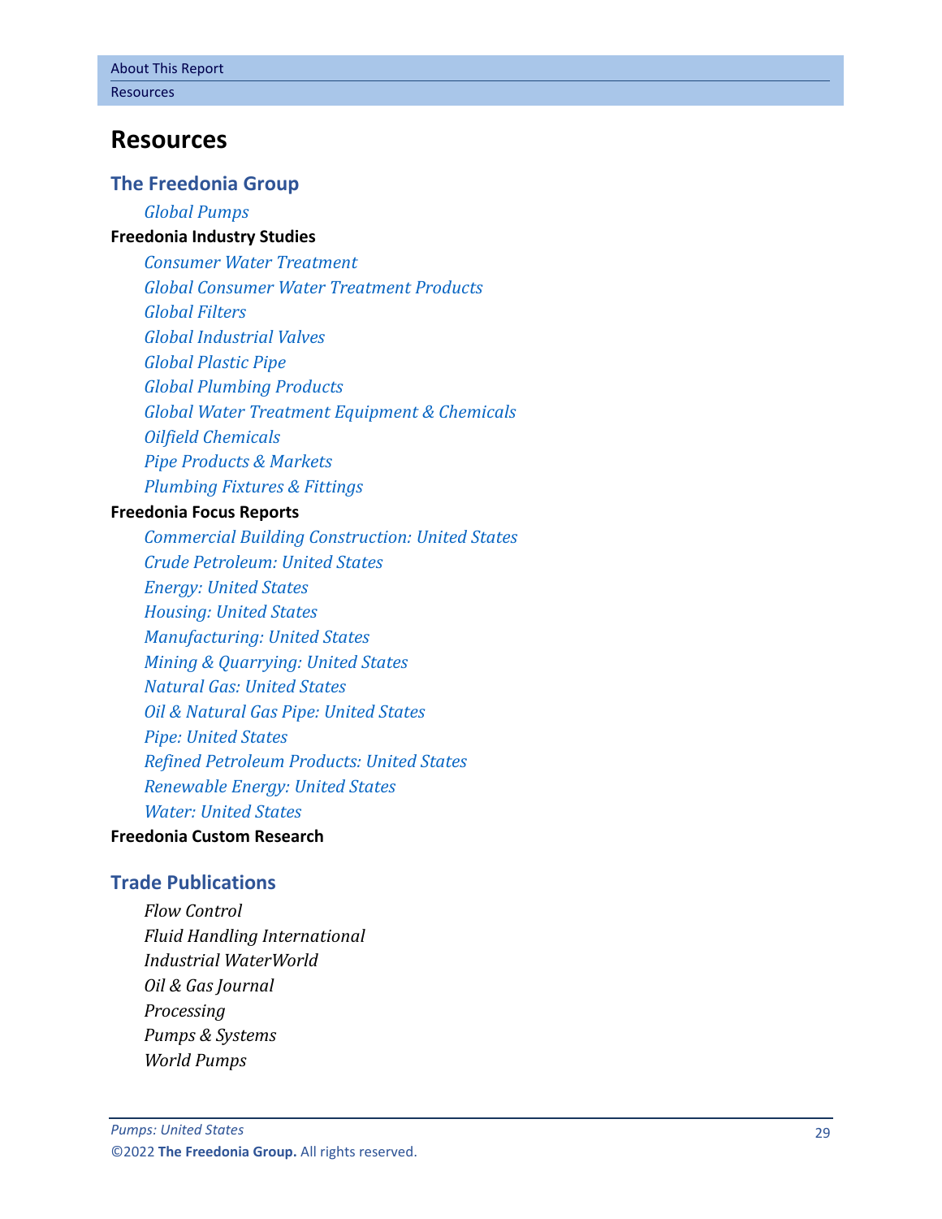# Resources

## The Freedonia Group

*Global Pumps*

**Freedonia Industry Studies**

*Consumer Water Treatment*
*Global Consumer Water Treatment Products*
*Global Filters*
*Global Industrial Valves*
*Global Plastic Pipe*
*Global Plumbing Products*
*Global Water Treatment Equipment & Chemicals*
*Oilfield Chemicals*
*Pipe Products & Markets*
*Plumbing Fixtures & Fittings*

**Freedonia Focus Reports**

*Commercial Building Construction: United States*
*Crude Petroleum: United States*
*Energy: United States*
*Housing: United States*
*Manufacturing: United States*
*Mining & Quarrying: United States*
*Natural Gas: United States*
*Oil & Natural Gas Pipe: United States*
*Pipe: United States*
*Refined Petroleum Products: United States*
*Renewable Energy: United States*
*Water: United States*

**Freedonia Custom Research**

## Trade Publications

*Flow Control*
*Fluid Handling International*
*Industrial WaterWorld*
*Oil & Gas Journal*
*Processing*
*Pumps & Systems*
*World Pumps*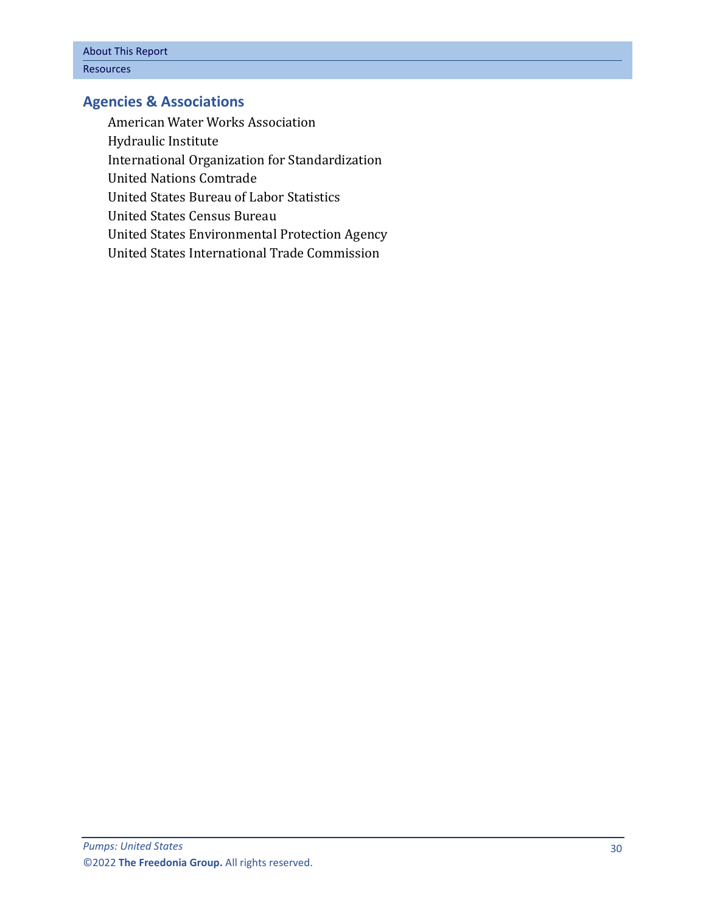## Agencies & Associations

American Water Works Association
Hydraulic Institute
International Organization for Standardization
United Nations Comtrade
United States Bureau of Labor Statistics
United States Census Bureau
United States Environmental Protection Agency
United States International Trade Commission